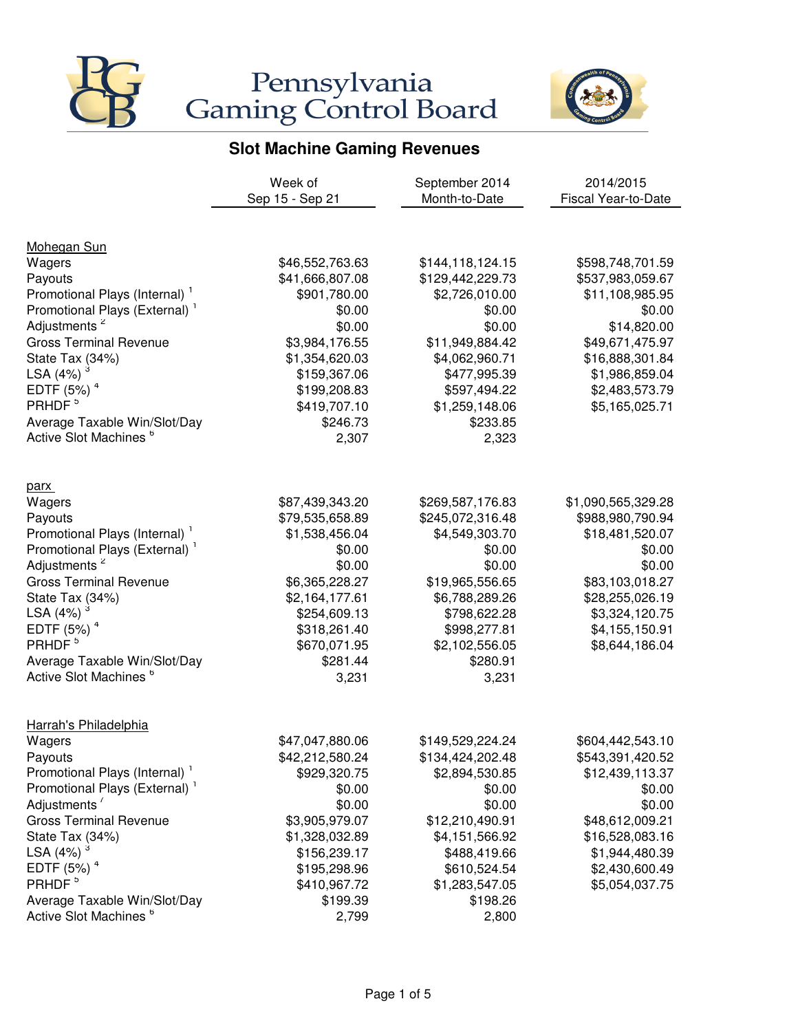# Pennsylvania Gaming Control Board

## Slot Machine Gaming Revenues

| | Week of Sep 15 - Sep 21 | September 2014 Month-to-Date | 2014/2015 Fiscal Year-to-Date |
|---|---|---|---|
| **Mohegan Sun** | | | |
| Wagers | $46,552,763.63 | $144,118,124.15 | $598,748,701.59 |
| Payouts | $41,666,807.08 | $129,442,229.73 | $537,983,059.67 |
| Promotional Plays (Internal) [1] | $901,780.00 | $2,726,010.00 | $11,108,985.95 |
| Promotional Plays (External) [1] | $0.00 | $0.00 | $0.00 |
| Adjustments [2] | $0.00 | $0.00 | $14,820.00 |
| Gross Terminal Revenue | $3,984,176.55 | $11,949,884.42 | $49,671,475.97 |
| State Tax (34%) | $1,354,620.03 | $4,062,960.71 | $16,888,301.84 |
| LSA (4%) [3] | $159,367.06 | $477,995.39 | $1,986,859.04 |
| EDTF (5%) [4] | $199,208.83 | $597,494.22 | $2,483,573.79 |
| PRHDF [5] | $419,707.10 | $1,259,148.06 | $5,165,025.71 |
| Average Taxable Win/Slot/Day | $246.73 | $233.85 | |
| Active Slot Machines [6] | 2,307 | 2,323 | |
| **parx** | | | |
| Wagers | $87,439,343.20 | $269,587,176.83 | $1,090,565,329.28 |
| Payouts | $79,535,658.89 | $245,072,316.48 | $988,980,790.94 |
| Promotional Plays (Internal) [1] | $1,538,456.04 | $4,549,303.70 | $18,481,520.07 |
| Promotional Plays (External) [1] | $0.00 | $0.00 | $0.00 |
| Adjustments [2] | $0.00 | $0.00 | $0.00 |
| Gross Terminal Revenue | $6,365,228.27 | $19,965,556.65 | $83,103,018.27 |
| State Tax (34%) | $2,164,177.61 | $6,788,289.26 | $28,255,026.19 |
| LSA (4%) [3] | $254,609.13 | $798,622.28 | $3,324,120.75 |
| EDTF (5%) [4] | $318,261.40 | $998,277.81 | $4,155,150.91 |
| PRHDF [5] | $670,071.95 | $2,102,556.05 | $8,644,186.04 |
| Average Taxable Win/Slot/Day | $281.44 | $280.91 | |
| Active Slot Machines [6] | 3,231 | 3,231 | |
| **Harrah's Philadelphia** | | | |
| Wagers | $47,047,880.06 | $149,529,224.24 | $604,442,543.10 |
| Payouts | $42,212,580.24 | $134,424,202.48 | $543,391,420.52 |
| Promotional Plays (Internal) [1] | $929,320.75 | $2,894,530.85 | $12,439,113.37 |
| Promotional Plays (External) [1] | $0.00 | $0.00 | $0.00 |
| Adjustments [7] | $0.00 | $0.00 | $0.00 |
| Gross Terminal Revenue | $3,905,979.07 | $12,210,490.91 | $48,612,009.21 |
| State Tax (34%) | $1,328,032.89 | $4,151,566.92 | $16,528,083.16 |
| LSA (4%) [3] | $156,239.17 | $488,419.66 | $1,944,480.39 |
| EDTF (5%) [4] | $195,298.96 | $610,524.54 | $2,430,600.49 |
| PRHDF [5] | $410,967.72 | $1,283,547.05 | $5,054,037.75 |
| Average Taxable Win/Slot/Day | $199.39 | $198.26 | |
| Active Slot Machines [6] | 2,799 | 2,800 | |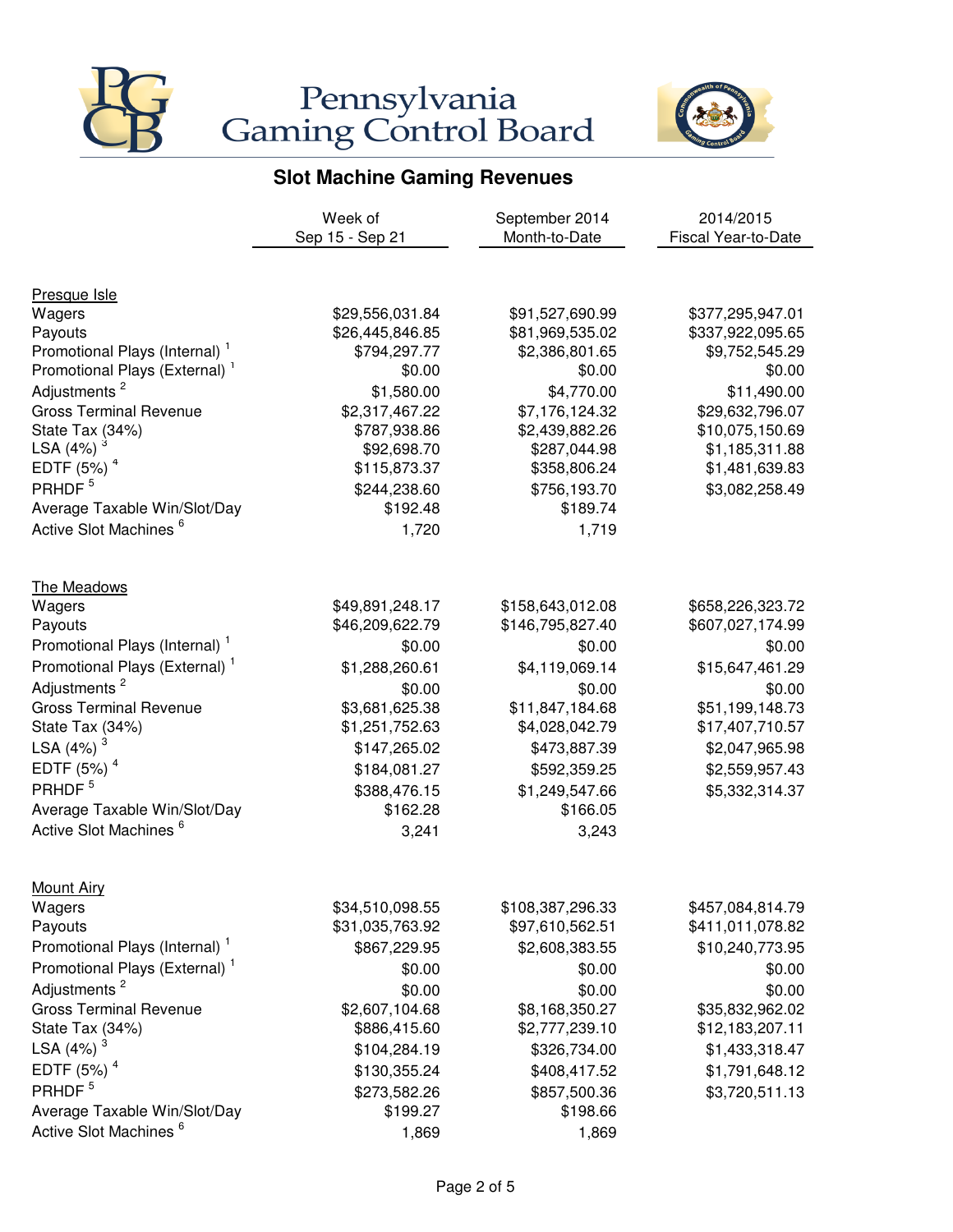# Pennsylvania Gaming Control Board

## Slot Machine Gaming Revenues

| | Week of Sep 15 - Sep 21 | September 2014 Month-to-Date | 2014/2015 Fiscal Year-to-Date |
|---|---|---|---|
| **Presque Isle** | | | |
| Wagers | $29,556,031.84 | $91,527,690.99 | $377,295,947.01 |
| Payouts | $26,445,846.85 | $81,969,535.02 | $337,922,095.65 |
| Promotional Plays (Internal) [1] | $794,297.77 | $2,386,801.65 | $9,752,545.29 |
| Promotional Plays (External) [1] | $0.00 | $0.00 | $0.00 |
| Adjustments [2] | $1,580.00 | $4,770.00 | $11,490.00 |
| Gross Terminal Revenue | $2,317,467.22 | $7,176,124.32 | $29,632,796.07 |
| State Tax (34%) | $787,938.86 | $2,439,882.26 | $10,075,150.69 |
| LSA (4%) [3] | $92,698.70 | $287,044.98 | $1,185,311.88 |
| EDTF (5%) [4] | $115,873.37 | $358,806.24 | $1,481,639.83 |
| PRHDF [5] | $244,238.60 | $756,193.70 | $3,082,258.49 |
| Average Taxable Win/Slot/Day | $192.48 | $189.74 | |
| Active Slot Machines [6] | 1,720 | 1,719 | |
| **The Meadows** | | | |
| Wagers | $49,891,248.17 | $158,643,012.08 | $658,226,323.72 |
| Payouts | $46,209,622.79 | $146,795,827.40 | $607,027,174.99 |
| Promotional Plays (Internal) [1] | $0.00 | $0.00 | $0.00 |
| Promotional Plays (External) [1] | $1,288,260.61 | $4,119,069.14 | $15,647,461.29 |
| Adjustments [2] | $0.00 | $0.00 | $0.00 |
| Gross Terminal Revenue | $3,681,625.38 | $11,847,184.68 | $51,199,148.73 |
| State Tax (34%) | $1,251,752.63 | $4,028,042.79 | $17,407,710.57 |
| LSA (4%) [3] | $147,265.02 | $473,887.39 | $2,047,965.98 |
| EDTF (5%) [4] | $184,081.27 | $592,359.25 | $2,559,957.43 |
| PRHDF [5] | $388,476.15 | $1,249,547.66 | $5,332,314.37 |
| Average Taxable Win/Slot/Day | $162.28 | $166.05 | |
| Active Slot Machines [6] | 3,241 | 3,243 | |
| **Mount Airy** | | | |
| Wagers | $34,510,098.55 | $108,387,296.33 | $457,084,814.79 |
| Payouts | $31,035,763.92 | $97,610,562.51 | $411,011,078.82 |
| Promotional Plays (Internal) [1] | $867,229.95 | $2,608,383.55 | $10,240,773.95 |
| Promotional Plays (External) [1] | $0.00 | $0.00 | $0.00 |
| Adjustments [2] | $0.00 | $0.00 | $0.00 |
| Gross Terminal Revenue | $2,607,104.68 | $8,168,350.27 | $35,832,962.02 |
| State Tax (34%) | $886,415.60 | $2,777,239.10 | $12,183,207.11 |
| LSA (4%) [3] | $104,284.19 | $326,734.00 | $1,433,318.47 |
| EDTF (5%) [4] | $130,355.24 | $408,417.52 | $1,791,648.12 |
| PRHDF [5] | $273,582.26 | $857,500.36 | $3,720,511.13 |
| Average Taxable Win/Slot/Day | $199.27 | $198.66 | |
| Active Slot Machines [6] | 1,869 | 1,869 | |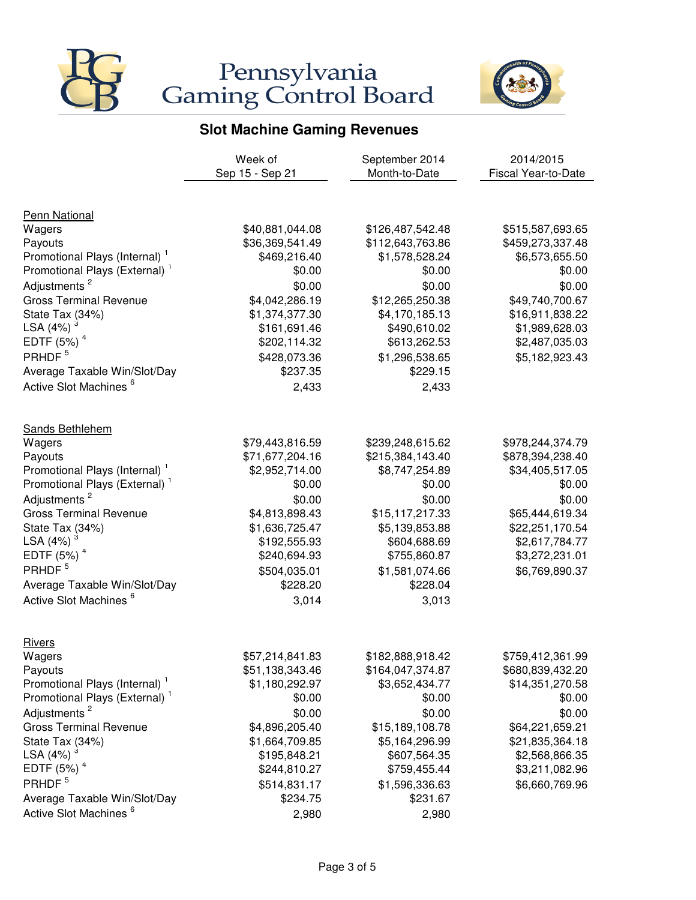# Pennsylvania Gaming Control Board

## Slot Machine Gaming Revenues

| | Week of Sep 15 - Sep 21 | September 2014 Month-to-Date | 2014/2015 Fiscal Year-to-Date |
|---|---|---|---|
| **Penn National** | | | |
| Wagers | $40,881,044.08 | $126,487,542.48 | $515,587,693.65 |
| Payouts | $36,369,541.49 | $112,643,763.86 | $459,273,337.48 |
| Promotional Plays (Internal) [1] | $469,216.40 | $1,578,528.24 | $6,573,655.50 |
| Promotional Plays (External) [1] | $0.00 | $0.00 | $0.00 |
| Adjustments [2] | $0.00 | $0.00 | $0.00 |
| Gross Terminal Revenue | $4,042,286.19 | $12,265,250.38 | $49,740,700.67 |
| State Tax (34%) | $1,374,377.30 | $4,170,185.13 | $16,911,838.22 |
| LSA (4%) [3] | $161,691.46 | $490,610.02 | $1,989,628.03 |
| EDTF (5%) [4] | $202,114.32 | $613,262.53 | $2,487,035.03 |
| PRHDF [5] | $428,073.36 | $1,296,538.65 | $5,182,923.43 |
| Average Taxable Win/Slot/Day | $237.35 | $229.15 | |
| Active Slot Machines [6] | 2,433 | 2,433 | |
| **Sands Bethlehem** | | | |
| Wagers | $79,443,816.59 | $239,248,615.62 | $978,244,374.79 |
| Payouts | $71,677,204.16 | $215,384,143.40 | $878,394,238.40 |
| Promotional Plays (Internal) [1] | $2,952,714.00 | $8,747,254.89 | $34,405,517.05 |
| Promotional Plays (External) [1] | $0.00 | $0.00 | $0.00 |
| Adjustments [2] | $0.00 | $0.00 | $0.00 |
| Gross Terminal Revenue | $4,813,898.43 | $15,117,217.33 | $65,444,619.34 |
| State Tax (34%) | $1,636,725.47 | $5,139,853.88 | $22,251,170.54 |
| LSA (4%) [3] | $192,555.93 | $604,688.69 | $2,617,784.77 |
| EDTF (5%) [4] | $240,694.93 | $755,860.87 | $3,272,231.01 |
| PRHDF [5] | $504,035.01 | $1,581,074.66 | $6,769,890.37 |
| Average Taxable Win/Slot/Day | $228.20 | $228.04 | |
| Active Slot Machines [6] | 3,014 | 3,013 | |
| **Rivers** | | | |
| Wagers | $57,214,841.83 | $182,888,918.42 | $759,412,361.99 |
| Payouts | $51,138,343.46 | $164,047,374.87 | $680,839,432.20 |
| Promotional Plays (Internal) [1] | $1,180,292.97 | $3,652,434.77 | $14,351,270.58 |
| Promotional Plays (External) [1] | $0.00 | $0.00 | $0.00 |
| Adjustments [2] | $0.00 | $0.00 | $0.00 |
| Gross Terminal Revenue | $4,896,205.40 | $15,189,108.78 | $64,221,659.21 |
| State Tax (34%) | $1,664,709.85 | $5,164,296.99 | $21,835,364.18 |
| LSA (4%) [3] | $195,848.21 | $607,564.35 | $2,568,866.35 |
| EDTF (5%) [4] | $244,810.27 | $759,455.44 | $3,211,082.96 |
| PRHDF [5] | $514,831.17 | $1,596,336.63 | $6,660,769.96 |
| Average Taxable Win/Slot/Day | $234.75 | $231.67 | |
| Active Slot Machines [6] | 2,980 | 2,980 | |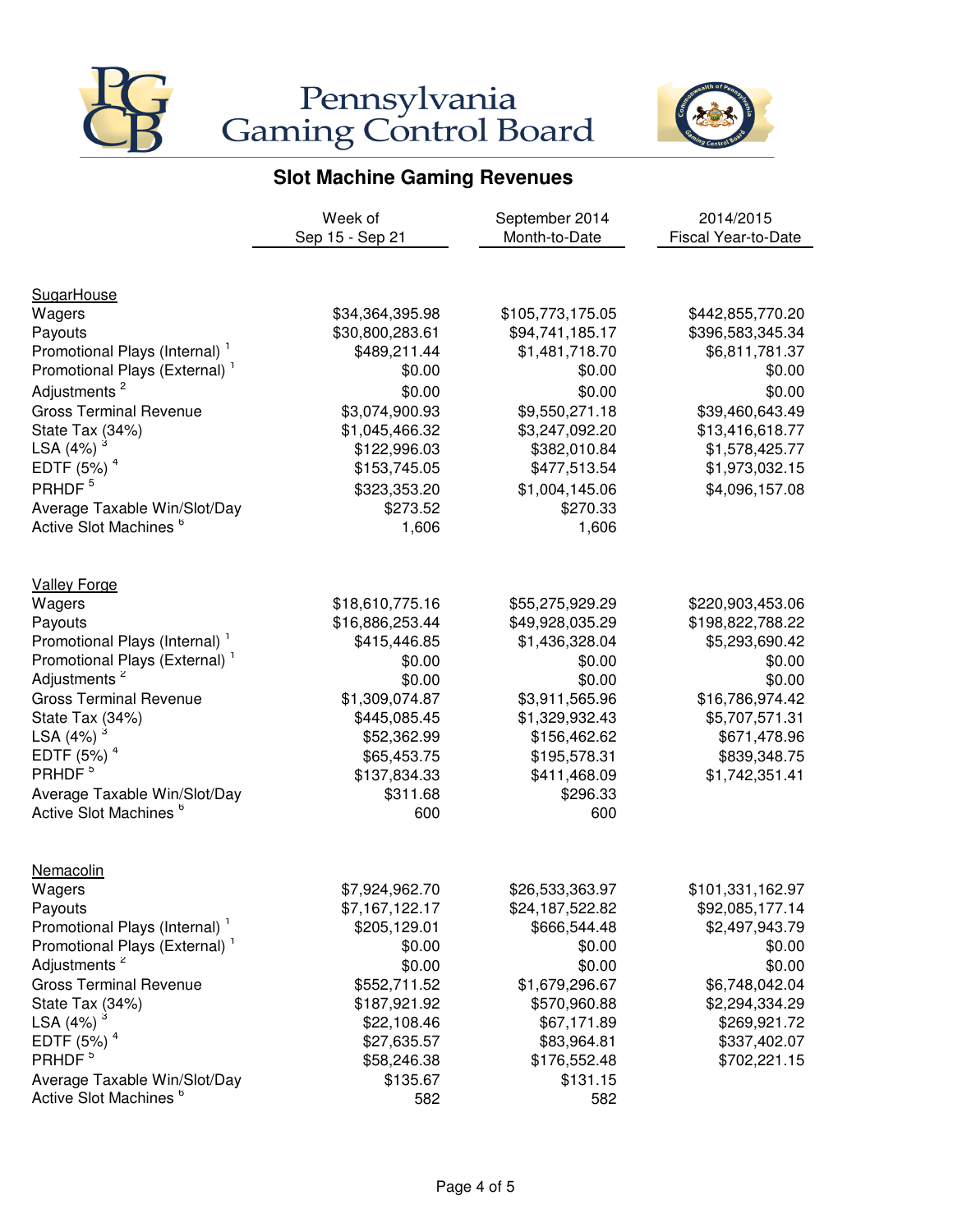# Pennsylvania Gaming Control Board

## Slot Machine Gaming Revenues

| | Week of Sep 15 - Sep 21 | September 2014 Month-to-Date | 2014/2015 Fiscal Year-to-Date |
|---|---|---|---|
| **SugarHouse** | | | |
| Wagers | $34,364,395.98 | $105,773,175.05 | $442,855,770.20 |
| Payouts | $30,800,283.61 | $94,741,185.17 | $396,583,345.34 |
| Promotional Plays (Internal) [1] | $489,211.44 | $1,481,718.70 | $6,811,781.37 |
| Promotional Plays (External) [1] | $0.00 | $0.00 | $0.00 |
| Adjustments [2] | $0.00 | $0.00 | $0.00 |
| Gross Terminal Revenue | $3,074,900.93 | $9,550,271.18 | $39,460,643.49 |
| State Tax (34%) | $1,045,466.32 | $3,247,092.20 | $13,416,618.77 |
| LSA (4%) [3] | $122,996.03 | $382,010.84 | $1,578,425.77 |
| EDTF (5%) [4] | $153,745.05 | $477,513.54 | $1,973,032.15 |
| PRHDF [5] | $323,353.20 | $1,004,145.06 | $4,096,157.08 |
| Average Taxable Win/Slot/Day | $273.52 | $270.33 | |
| Active Slot Machines [6] | 1,606 | 1,606 | |
| **Valley Forge** | | | |
| Wagers | $18,610,775.16 | $55,275,929.29 | $220,903,453.06 |
| Payouts | $16,886,253.44 | $49,928,035.29 | $198,822,788.22 |
| Promotional Plays (Internal) [1] | $415,446.85 | $1,436,328.04 | $5,293,690.42 |
| Promotional Plays (External) [1] | $0.00 | $0.00 | $0.00 |
| Adjustments [2] | $0.00 | $0.00 | $0.00 |
| Gross Terminal Revenue | $1,309,074.87 | $3,911,565.96 | $16,786,974.42 |
| State Tax (34%) | $445,085.45 | $1,329,932.43 | $5,707,571.31 |
| LSA (4%) [3] | $52,362.99 | $156,462.62 | $671,478.96 |
| EDTF (5%) [4] | $65,453.75 | $195,578.31 | $839,348.75 |
| PRHDF [5] | $137,834.33 | $411,468.09 | $1,742,351.41 |
| Average Taxable Win/Slot/Day | $311.68 | $296.33 | |
| Active Slot Machines [6] | 600 | 600 | |
| **Nemacolin** | | | |
| Wagers | $7,924,962.70 | $26,533,363.97 | $101,331,162.97 |
| Payouts | $7,167,122.17 | $24,187,522.82 | $92,085,177.14 |
| Promotional Plays (Internal) [1] | $205,129.01 | $666,544.48 | $2,497,943.79 |
| Promotional Plays (External) [1] | $0.00 | $0.00 | $0.00 |
| Adjustments [2] | $0.00 | $0.00 | $0.00 |
| Gross Terminal Revenue | $552,711.52 | $1,679,296.67 | $6,748,042.04 |
| State Tax (34%) | $187,921.92 | $570,960.88 | $2,294,334.29 |
| LSA (4%) [3] | $22,108.46 | $67,171.89 | $269,921.72 |
| EDTF (5%) [4] | $27,635.57 | $83,964.81 | $337,402.07 |
| PRHDF [5] | $58,246.38 | $176,552.48 | $702,221.15 |
| Average Taxable Win/Slot/Day | $135.67 | $131.15 | |
| Active Slot Machines [6] | 582 | 582 | |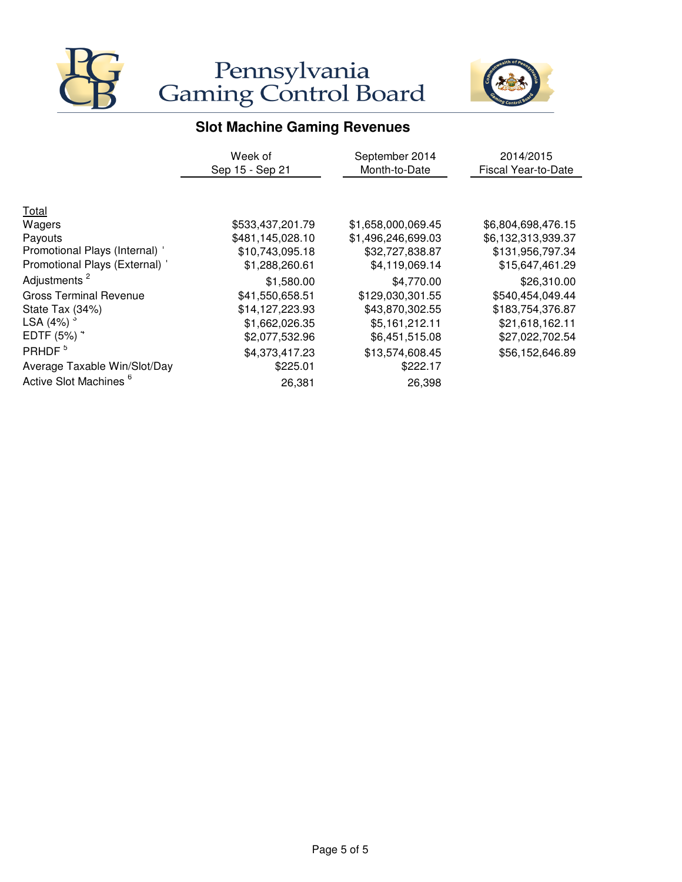Pennsylvania Gaming Control Board

## Slot Machine Gaming Revenues

| | Week of Sep 15 - Sep 21 | September 2014 Month-to-Date | 2014/2015 Fiscal Year-to-Date |
|---|---|---|---|
| Total | | | |
| Wagers | $533,437,201.79 | $1,658,000,069.45 | $6,804,698,476.15 |
| Payouts | $481,145,028.10 | $1,496,246,699.03 | $6,132,313,939.37 |
| Promotional Plays (Internal) [1] | $10,743,095.18 | $32,727,838.87 | $131,956,797.34 |
| Promotional Plays (External) [1] | $1,288,260.61 | $4,119,069.14 | $15,647,461.29 |
| Adjustments [2] | $1,580.00 | $4,770.00 | $26,310.00 |
| Gross Terminal Revenue | $41,550,658.51 | $129,030,301.55 | $540,454,049.44 |
| State Tax (34%) | $14,127,223.93 | $43,870,302.55 | $183,754,376.87 |
| LSA (4%) [3] | $1,662,026.35 | $5,161,212.11 | $21,618,162.11 |
| EDTF (5%) [4] | $2,077,532.96 | $6,451,515.08 | $27,022,702.54 |
| PRHDF [5] | $4,373,417.23 | $13,574,608.45 | $56,152,646.89 |
| Average Taxable Win/Slot/Day | $225.01 | $222.17 | |
| Active Slot Machines [6] | 26,381 | 26,398 | |